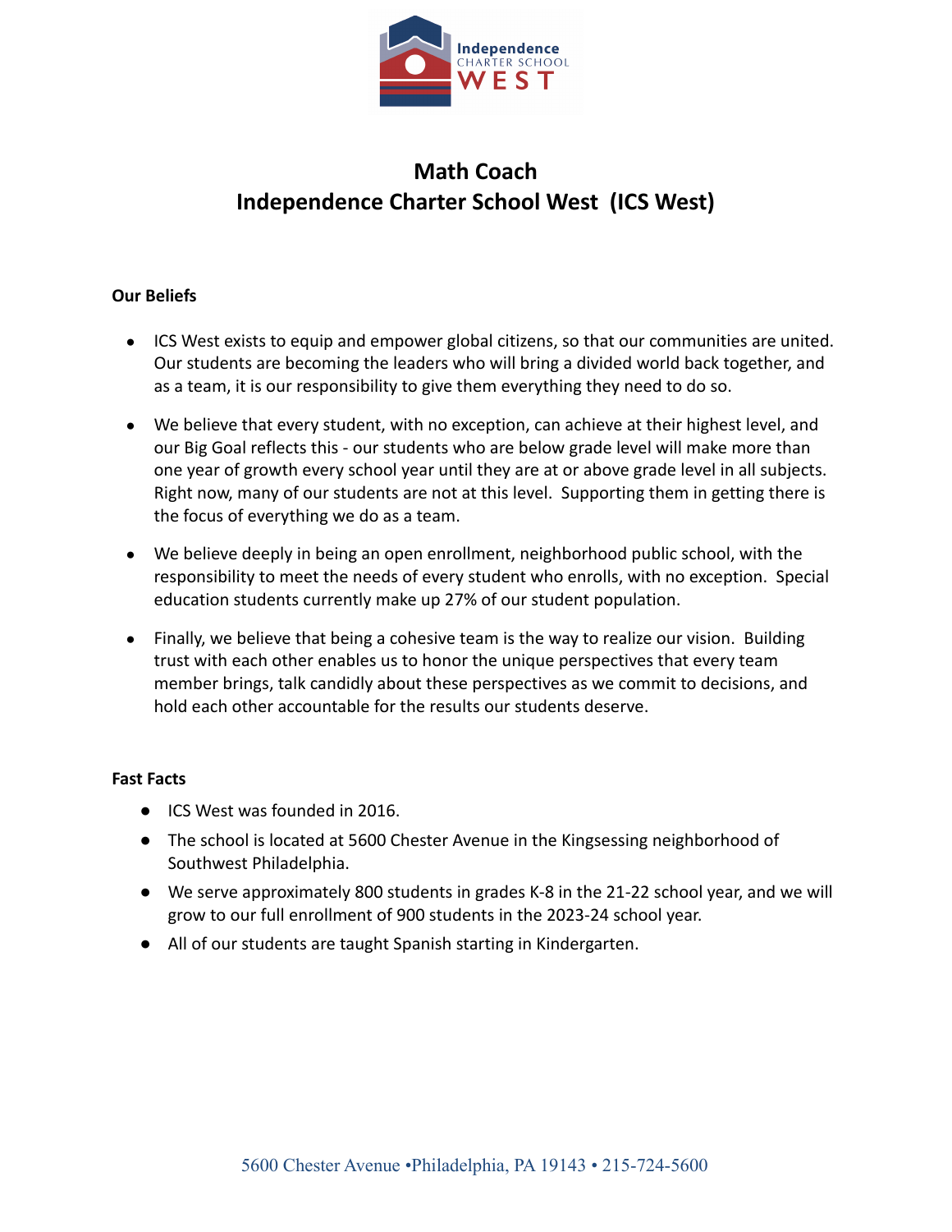# Math Coach
# Independence Charter School West (ICS West)

**Our Beliefs**

- ICS West exists to equip and empower global citizens, so that our communities are united. Our students are becoming the leaders who will bring a divided world back together, and as a team, it is our responsibility to give them everything they need to do so.
- We believe that every student, with no exception, can achieve at their highest level, and our Big Goal reflects this - our students who are below grade level will make more than one year of growth every school year until they are at or above grade level in all subjects. Right now, many of our students are not at this level. Supporting them in getting there is the focus of everything we do as a team.
- We believe deeply in being an open enrollment, neighborhood public school, with the responsibility to meet the needs of every student who enrolls, with no exception. Special education students currently make up 27% of our student population.
- Finally, we believe that being a cohesive team is the way to realize our vision. Building trust with each other enables us to honor the unique perspectives that every team member brings, talk candidly about these perspectives as we commit to decisions, and hold each other accountable for the results our students deserve.

**Fast Facts**

- ICS West was founded in 2016.
- The school is located at 5600 Chester Avenue in the Kingsessing neighborhood of Southwest Philadelphia.
- We serve approximately 800 students in grades K-8 in the 21-22 school year, and we will grow to our full enrollment of 900 students in the 2023-24 school year.
- All of our students are taught Spanish starting in Kindergarten.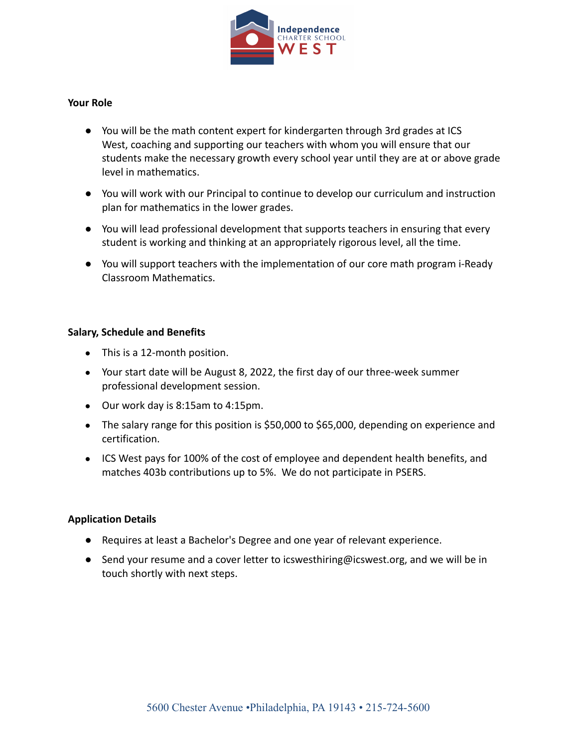Independence
CHARTER SCHOOL
WEST

**Your Role**

- You will be the math content expert for kindergarten through 3rd grades at ICS West, coaching and supporting our teachers with whom you will ensure that our students make the necessary growth every school year until they are at or above grade level in mathematics.
- You will work with our Principal to continue to develop our curriculum and instruction plan for mathematics in the lower grades.
- You will lead professional development that supports teachers in ensuring that every student is working and thinking at an appropriately rigorous level, all the time.
- You will support teachers with the implementation of our core math program i-Ready Classroom Mathematics.

**Salary, Schedule and Benefits**

- This is a 12-month position.
- Your start date will be August 8, 2022, the first day of our three-week summer professional development session.
- Our work day is 8:15am to 4:15pm.
- The salary range for this position is $50,000 to $65,000, depending on experience and certification.
- ICS West pays for 100% of the cost of employee and dependent health benefits, and matches 403b contributions up to 5%. We do not participate in PSERS.

**Application Details**

- Requires at least a Bachelor's Degree and one year of relevant experience.
- Send your resume and a cover letter to icswesthiring@icswest.org, and we will be in touch shortly with next steps.

5600 Chester Avenue •Philadelphia, PA 19143 • 215-724-5600